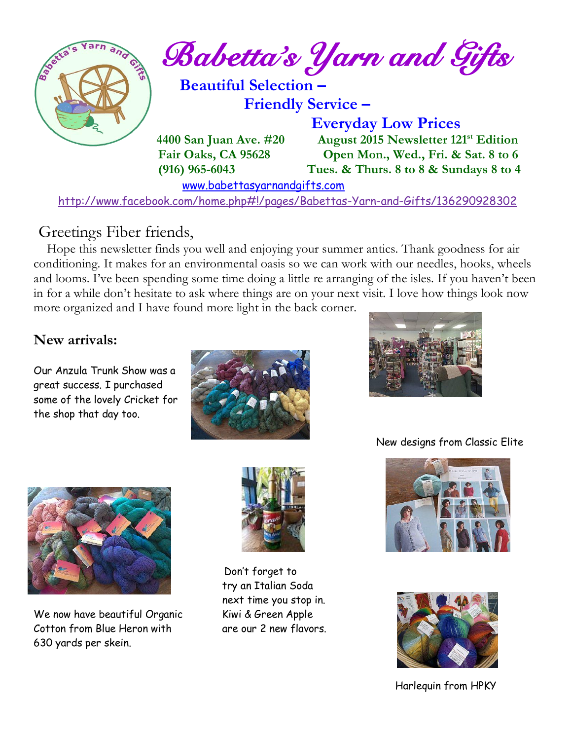# Babetta's Yarn and Gifts

**Beautiful Selection –**
**Friendly Service –**
**Everyday Low Prices**

**4400 San Juan Ave. #20**
**Fair Oaks, CA 95628**
**(916) 965-6043**

**August 2015 Newsletter 121st Edition**
**Open Mon., Wed., Fri. & Sat. 8 to 6**
**Tues. & Thurs. 8 to 8 & Sundays 8 to 4**

www.babettasyarnandgifts.com

http://www.facebook.com/home.php#!/pages/Babettas-Yarn-and-Gifts/136290928302

Greetings Fiber friends,

Hope this newsletter finds you well and enjoying your summer antics. Thank goodness for air conditioning. It makes for an environmental oasis so we can work with our needles, hooks, wheels and looms. I've been spending some time doing a little re arranging of the isles. If you haven't been in for a while don't hesitate to ask where things are on your next visit. I love how things look now more organized and I have found more light in the back corner.

## New arrivals:

Our Anzula Trunk Show was a great success. I purchased some of the lovely Cricket for the shop that day too.

New designs from Classic Elite

We now have beautiful Organic Cotton from Blue Heron with 630 yards per skein.

Don't forget to try an Italian Soda next time you stop in. Kiwi & Green Apple are our 2 new flavors.

Harlequin from HPKY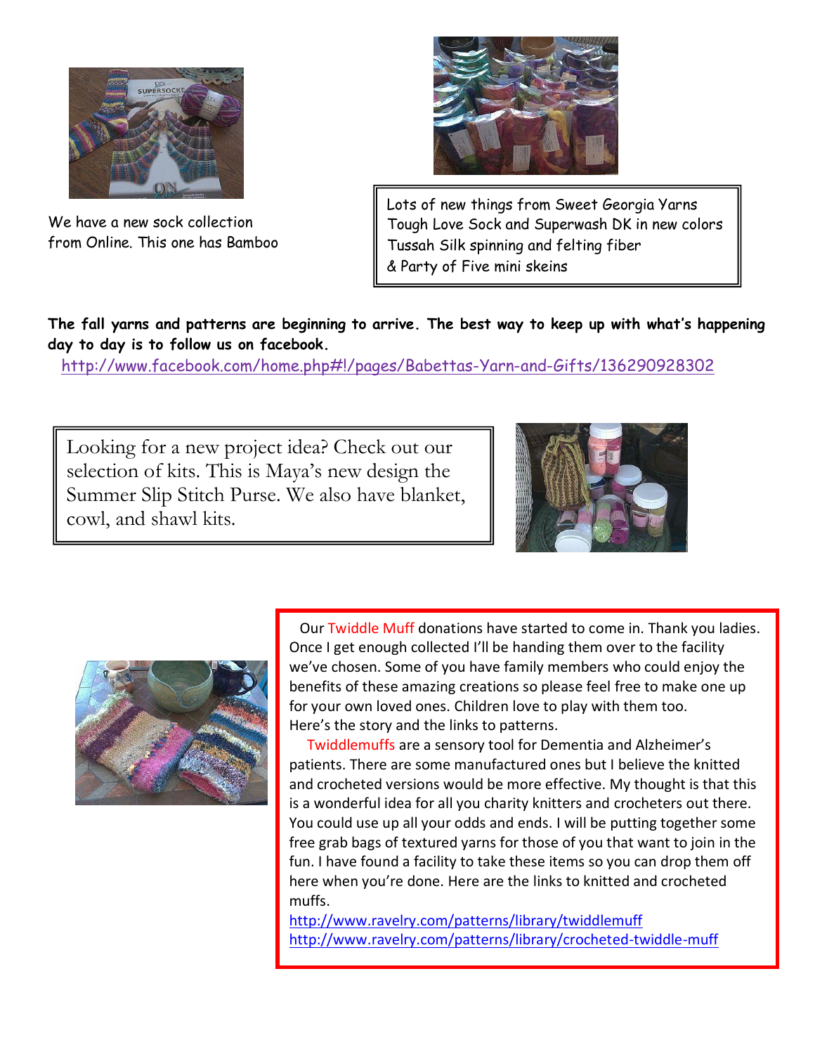We have a new sock collection from Online. This one has Bamboo

Lots of new things from Sweet Georgia Yarns
Tough Love Sock and Superwash DK in new colors
Tussah Silk spinning and felting fiber
& Party of Five mini skeins

**The fall yarns and patterns are beginning to arrive. The best way to keep up with what's happening day to day is to follow us on facebook.**

http://www.facebook.com/home.php#!/pages/Babettas-Yarn-and-Gifts/136290928302

Looking for a new project idea? Check out our selection of kits. This is Maya's new design the Summer Slip Stitch Purse. We also have blanket, cowl, and shawl kits.

Our Twiddle Muff donations have started to come in. Thank you ladies. Once I get enough collected I'll be handing them over to the facility we've chosen. Some of you have family members who could enjoy the benefits of these amazing creations so please feel free to make one up for your own loved ones. Children love to play with them too. Here's the story and the links to patterns.

Twiddlemuffs are a sensory tool for Dementia and Alzheimer's patients. There are some manufactured ones but I believe the knitted and crocheted versions would be more effective. My thought is that this is a wonderful idea for all you charity knitters and crocheters out there. You could use up all your odds and ends. I will be putting together some free grab bags of textured yarns for those of you that want to join in the fun. I have found a facility to take these items so you can drop them off here when you're done. Here are the links to knitted and crocheted muffs.

http://www.ravelry.com/patterns/library/twiddlemuff
http://www.ravelry.com/patterns/library/crocheted-twiddle-muff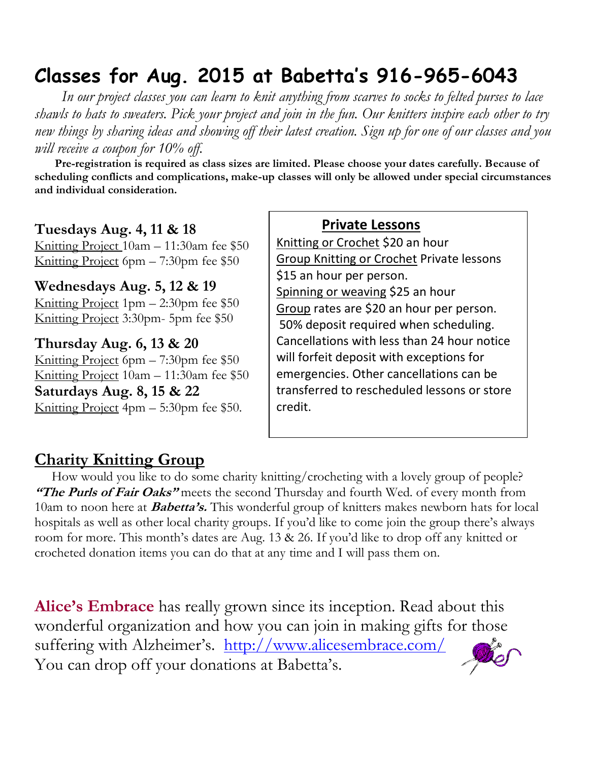# Classes for Aug. 2015 at Babetta's 916-965-6043

*In our project classes you can learn to knit anything from scarves to socks to felted purses to lace shawls to hats to sweaters. Pick your project and join in the fun. Our knitters inspire each other to try new things by sharing ideas and showing off their latest creation. Sign up for one of our classes and you will receive a coupon for 10% off.*

**Pre-registration is required as class sizes are limited. Please choose your dates carefully. Because of scheduling conflicts and complications, make-up classes will only be allowed under special circumstances and individual consideration.**

### Tuesdays Aug. 4, 11 & 18

Knitting Project 10am – 11:30am fee $50
Knitting Project 6pm – 7:30pm fee $50

### Wednesdays Aug. 5, 12 & 19

Knitting Project 1pm – 2:30pm fee $50
Knitting Project 3:30pm- 5pm fee $50

### Thursday Aug. 6, 13 & 20

Knitting Project 6pm – 7:30pm fee $50
Knitting Project 10am – 11:30am fee $50

### Saturdays Aug. 8, 15 & 22

Knitting Project 4pm – 5:30pm fee $50.

### Private Lessons

Knitting or Crochet $20 an hour
Group Knitting or Crochet Private lessons $15 an hour per person.
Spinning or weaving $25 an hour
Group rates are $20 an hour per person.
50% deposit required when scheduling. Cancellations with less than 24 hour notice will forfeit deposit with exceptions for emergencies. Other cancellations can be transferred to rescheduled lessons or store credit.

## Charity Knitting Group

How would you like to do some charity knitting/crocheting with a lovely group of people? ***"The Purls of Fair Oaks"*** meets the second Thursday and fourth Wed. of every month from 10am to noon here at ***Babetta's.*** This wonderful group of knitters makes newborn hats for local hospitals as well as other local charity groups. If you'd like to come join the group there's always room for more. This month's dates are Aug. 13 & 26. If you'd like to drop off any knitted or crocheted donation items you can do that at any time and I will pass them on.

**Alice's Embrace** has really grown since its inception. Read about this wonderful organization and how you can join in making gifts for those suffering with Alzheimer's. http://www.alicesembrace.com/
You can drop off your donations at Babetta's.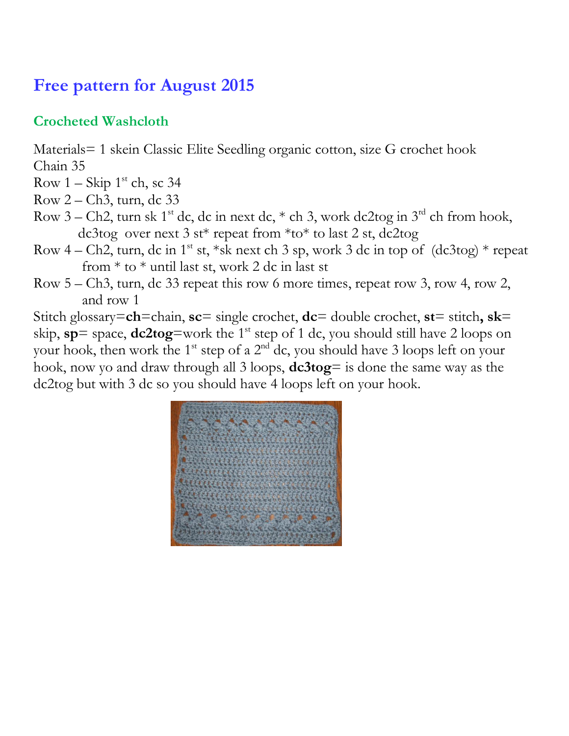## Free pattern for August 2015

### Crocheted Washcloth

Materials= 1 skein Classic Elite Seedling organic cotton, size G crochet hook

Chain 35

Row 1 – Skip 1st ch, sc 34

Row 2 – Ch3, turn, dc 33

Row 3 – Ch2, turn sk 1st dc, dc in next dc, * ch 3, work dc2tog in 3rd ch from hook, dc3tog over next 3 st* repeat from *to* to last 2 st, dc2tog

Row 4 – Ch2, turn, dc in 1st st, *sk next ch 3 sp, work 3 dc in top of (dc3tog) * repeat from * to * until last st, work 2 dc in last st

Row 5 – Ch3, turn, dc 33 repeat this row 6 more times, repeat row 3, row 4, row 2, and row 1

Stitch glossary=**ch**=chain, **sc**= single crochet, **dc**= double crochet, **st**= stitch**, sk**= skip, **sp**= space, **dc2tog**=work the 1st step of 1 dc, you should still have 2 loops on your hook, then work the 1st step of a 2nd dc, you should have 3 loops left on your hook, now yo and draw through all 3 loops, **dc3tog**= is done the same way as the dc2tog but with 3 dc so you should have 4 loops left on your hook.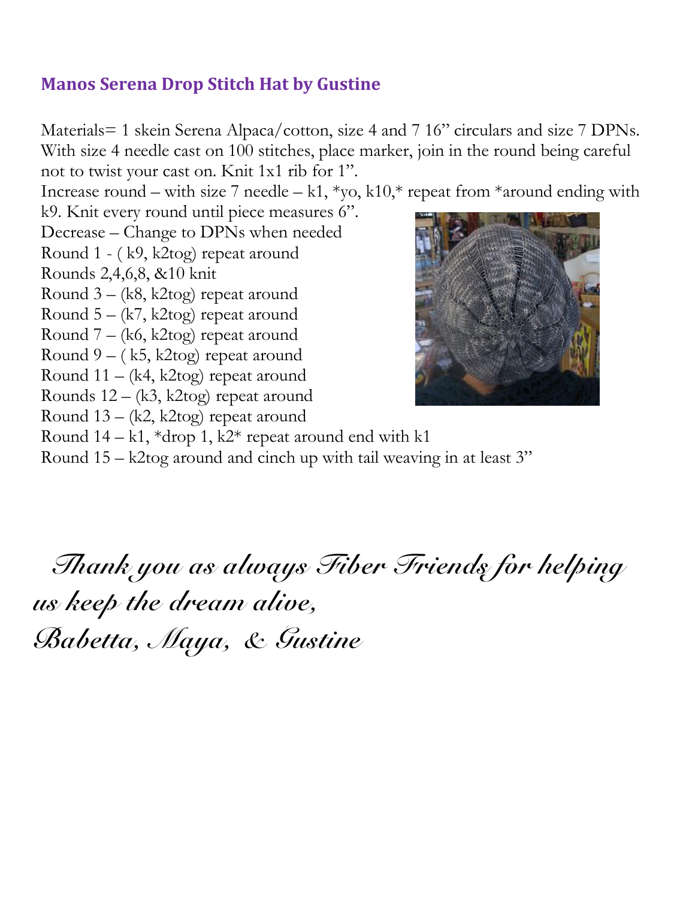## Manos Serena Drop Stitch Hat by Gustine

Materials= 1 skein Serena Alpaca/cotton, size 4 and 7 16" circulars and size 7 DPNs. With size 4 needle cast on 100 stitches, place marker, join in the round being careful not to twist your cast on. Knit 1x1 rib for 1".

Increase round – with size 7 needle – k1, *yo, k10,* repeat from *around ending with k9. Knit every round until piece measures 6".

Decrease – Change to DPNs when needed

Round 1 - ( k9, k2tog) repeat around

Rounds 2,4,6,8, &10 knit

Round 3 – (k8, k2tog) repeat around

Round 5 – (k7, k2tog) repeat around

Round 7 – (k6, k2tog) repeat around

Round 9 – ( k5, k2tog) repeat around

Round 11 – (k4, k2tog) repeat around

Rounds 12 – (k3, k2tog) repeat around

Round 13 – (k2, k2tog) repeat around

Round 14 – k1, *drop 1, k2* repeat around end with k1

Round 15 – k2tog around and cinch up with tail weaving in at least 3"

*Thank you as always Fiber Friends for helping us keep the dream alive,*

*Babetta, Maya, & Gustine*